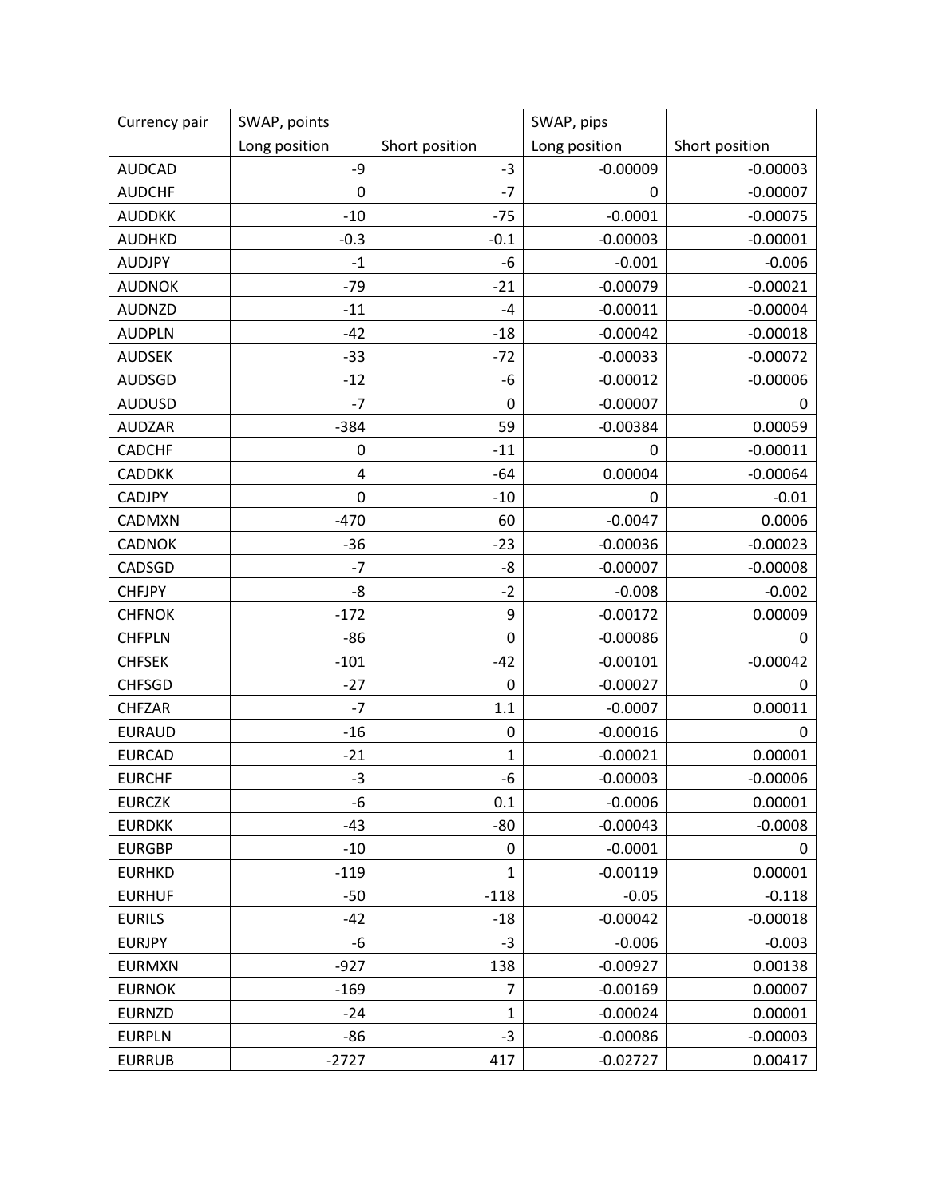| Currency pair | SWAP, points | | SWAP, pips | |
|---|---|---|---|---|
| | Long position | Short position | Long position | Short position |
| AUDCAD | -9 | -3 | -0.00009 | -0.00003 |
| AUDCHF | 0 | -7 | 0 | -0.00007 |
| AUDDKK | -10 | -75 | -0.0001 | -0.00075 |
| AUDHKD | -0.3 | -0.1 | -0.00003 | -0.00001 |
| AUDJPY | -1 | -6 | -0.001 | -0.006 |
| AUDNOK | -79 | -21 | -0.00079 | -0.00021 |
| AUDNZD | -11 | -4 | -0.00011 | -0.00004 |
| AUDPLN | -42 | -18 | -0.00042 | -0.00018 |
| AUDSEK | -33 | -72 | -0.00033 | -0.00072 |
| AUDSGD | -12 | -6 | -0.00012 | -0.00006 |
| AUDUSD | -7 | 0 | -0.00007 | 0 |
| AUDZAR | -384 | 59 | -0.00384 | 0.00059 |
| CADCHF | 0 | -11 | 0 | -0.00011 |
| CADDKK | 4 | -64 | 0.00004 | -0.00064 |
| CADJPY | 0 | -10 | 0 | -0.01 |
| CADMXN | -470 | 60 | -0.0047 | 0.0006 |
| CADNOK | -36 | -23 | -0.00036 | -0.00023 |
| CADSGD | -7 | -8 | -0.00007 | -0.00008 |
| CHFJPY | -8 | -2 | -0.008 | -0.002 |
| CHFNOK | -172 | 9 | -0.00172 | 0.00009 |
| CHFPLN | -86 | 0 | -0.00086 | 0 |
| CHFSEK | -101 | -42 | -0.00101 | -0.00042 |
| CHFSGD | -27 | 0 | -0.00027 | 0 |
| CHFZAR | -7 | 1.1 | -0.0007 | 0.00011 |
| EURAUD | -16 | 0 | -0.00016 | 0 |
| EURCAD | -21 | 1 | -0.00021 | 0.00001 |
| EURCHF | -3 | -6 | -0.00003 | -0.00006 |
| EURCZK | -6 | 0.1 | -0.0006 | 0.00001 |
| EURDKK | -43 | -80 | -0.00043 | -0.0008 |
| EURGBP | -10 | 0 | -0.0001 | 0 |
| EURHKD | -119 | 1 | -0.00119 | 0.00001 |
| EURHUF | -50 | -118 | -0.05 | -0.118 |
| EURILS | -42 | -18 | -0.00042 | -0.00018 |
| EURJPY | -6 | -3 | -0.006 | -0.003 |
| EURMXN | -927 | 138 | -0.00927 | 0.00138 |
| EURNOK | -169 | 7 | -0.00169 | 0.00007 |
| EURNZD | -24 | 1 | -0.00024 | 0.00001 |
| EURPLN | -86 | -3 | -0.00086 | -0.00003 |
| EURRUB | -2727 | 417 | -0.02727 | 0.00417 |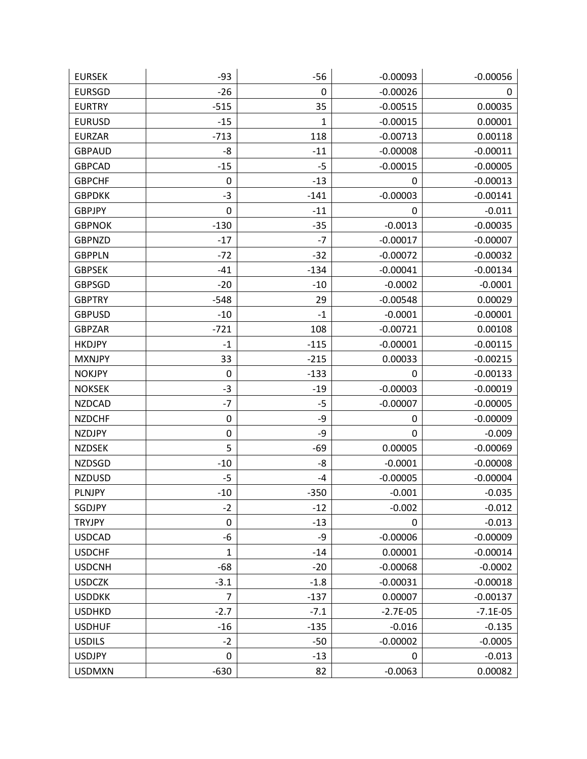|  |  |  |  |  |
|---|---|---|---|---|
| EURSEK | -93 | -56 | -0.00093 | -0.00056 |
| EURSGD | -26 | 0 | -0.00026 | 0 |
| EURTRY | -515 | 35 | -0.00515 | 0.00035 |
| EURUSD | -15 | 1 | -0.00015 | 0.00001 |
| EURZAR | -713 | 118 | -0.00713 | 0.00118 |
| GBPAUD | -8 | -11 | -0.00008 | -0.00011 |
| GBPCAD | -15 | -5 | -0.00015 | -0.00005 |
| GBPCHF | 0 | -13 | 0 | -0.00013 |
| GBPDKK | -3 | -141 | -0.00003 | -0.00141 |
| GBPJPY | 0 | -11 | 0 | -0.011 |
| GBPNOK | -130 | -35 | -0.0013 | -0.00035 |
| GBPNZD | -17 | -7 | -0.00017 | -0.00007 |
| GBPPLN | -72 | -32 | -0.00072 | -0.00032 |
| GBPSEK | -41 | -134 | -0.00041 | -0.00134 |
| GBPSGD | -20 | -10 | -0.0002 | -0.0001 |
| GBPTRY | -548 | 29 | -0.00548 | 0.00029 |
| GBPUSD | -10 | -1 | -0.0001 | -0.00001 |
| GBPZAR | -721 | 108 | -0.00721 | 0.00108 |
| HKDJPY | -1 | -115 | -0.00001 | -0.00115 |
| MXNJPY | 33 | -215 | 0.00033 | -0.00215 |
| NOKJPY | 0 | -133 | 0 | -0.00133 |
| NOKSEK | -3 | -19 | -0.00003 | -0.00019 |
| NZDCAD | -7 | -5 | -0.00007 | -0.00005 |
| NZDCHF | 0 | -9 | 0 | -0.00009 |
| NZDJPY | 0 | -9 | 0 | -0.009 |
| NZDSEK | 5 | -69 | 0.00005 | -0.00069 |
| NZDSGD | -10 | -8 | -0.0001 | -0.00008 |
| NZDUSD | -5 | -4 | -0.00005 | -0.00004 |
| PLNJPY | -10 | -350 | -0.001 | -0.035 |
| SGDJPY | -2 | -12 | -0.002 | -0.012 |
| TRYJPY | 0 | -13 | 0 | -0.013 |
| USDCAD | -6 | -9 | -0.00006 | -0.00009 |
| USDCHF | 1 | -14 | 0.00001 | -0.00014 |
| USDCNH | -68 | -20 | -0.00068 | -0.0002 |
| USDCZK | -3.1 | -1.8 | -0.00031 | -0.00018 |
| USDDKK | 7 | -137 | 0.00007 | -0.00137 |
| USDHKD | -2.7 | -7.1 | -2.7E-05 | -7.1E-05 |
| USDHUF | -16 | -135 | -0.016 | -0.135 |
| USDILS | -2 | -50 | -0.00002 | -0.0005 |
| USDJPY | 0 | -13 | 0 | -0.013 |
| USDMXN | -630 | 82 | -0.0063 | 0.00082 |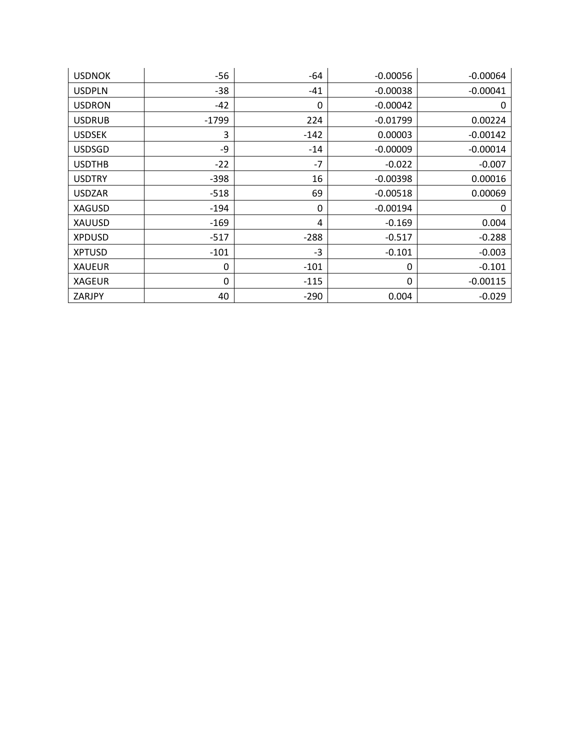| | | | | |
|---|---|---|---|---|
| USDNOK | -56 | -64 | -0.00056 | -0.00064 |
| USDPLN | -38 | -41 | -0.00038 | -0.00041 |
| USDRON | -42 | 0 | -0.00042 | 0 |
| USDRUB | -1799 | 224 | -0.01799 | 0.00224 |
| USDSEK | 3 | -142 | 0.00003 | -0.00142 |
| USDSGD | -9 | -14 | -0.00009 | -0.00014 |
| USDTHB | -22 | -7 | -0.022 | -0.007 |
| USDTRY | -398 | 16 | -0.00398 | 0.00016 |
| USDZAR | -518 | 69 | -0.00518 | 0.00069 |
| XAGUSD | -194 | 0 | -0.00194 | 0 |
| XAUUSD | -169 | 4 | -0.169 | 0.004 |
| XPDUSD | -517 | -288 | -0.517 | -0.288 |
| XPTUSD | -101 | -3 | -0.101 | -0.003 |
| XAUEUR | 0 | -101 | 0 | -0.101 |
| XAGEUR | 0 | -115 | 0 | -0.00115 |
| ZARJPY | 40 | -290 | 0.004 | -0.029 |